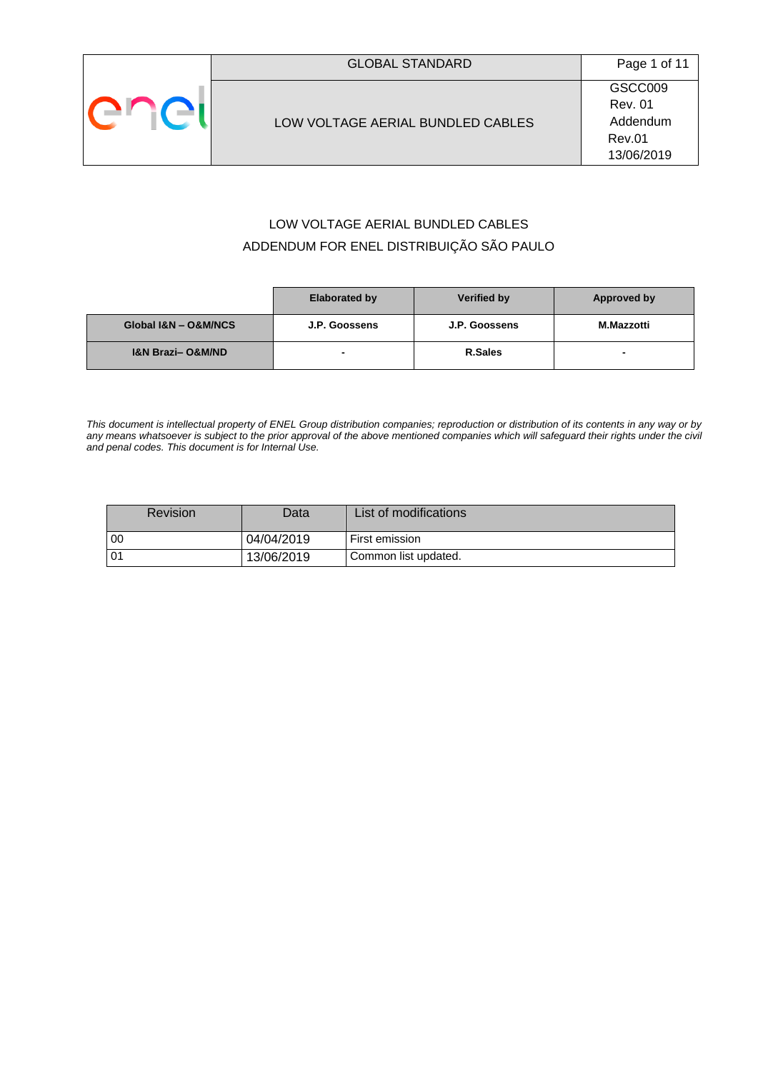| | GLOBAL STANDARD | Page 1 of 11 |
|---|---|---|
| | LOW VOLTAGE AERIAL BUNDLED CABLES | GSCC009 Rev. 01 Addendum Rev.01 13/06/2019 |

# LOW VOLTAGE AERIAL BUNDLED CABLES
## ADDENDUM FOR ENEL DISTRIBUIÇÃO SÃO PAULO

| | Elaborated by | Verified by | Approved by |
|---|---|---|---|
| **Global I&N – O&M/NCS** | **J.P. Goossens** | **J.P. Goossens** | **M.Mazzotti** |
| **I&N Brazi– O&M/ND** | **-** | **R.Sales** | **-** |

*This document is intellectual property of ENEL Group distribution companies; reproduction or distribution of its contents in any way or by any means whatsoever is subject to the prior approval of the above mentioned companies which will safeguard their rights under the civil and penal codes. This document is for Internal Use.*

| Revision | Data | List of modifications |
|---|---|---|
| 00 | 04/04/2019 | First emission |
| 01 | 13/06/2019 | Common list updated. |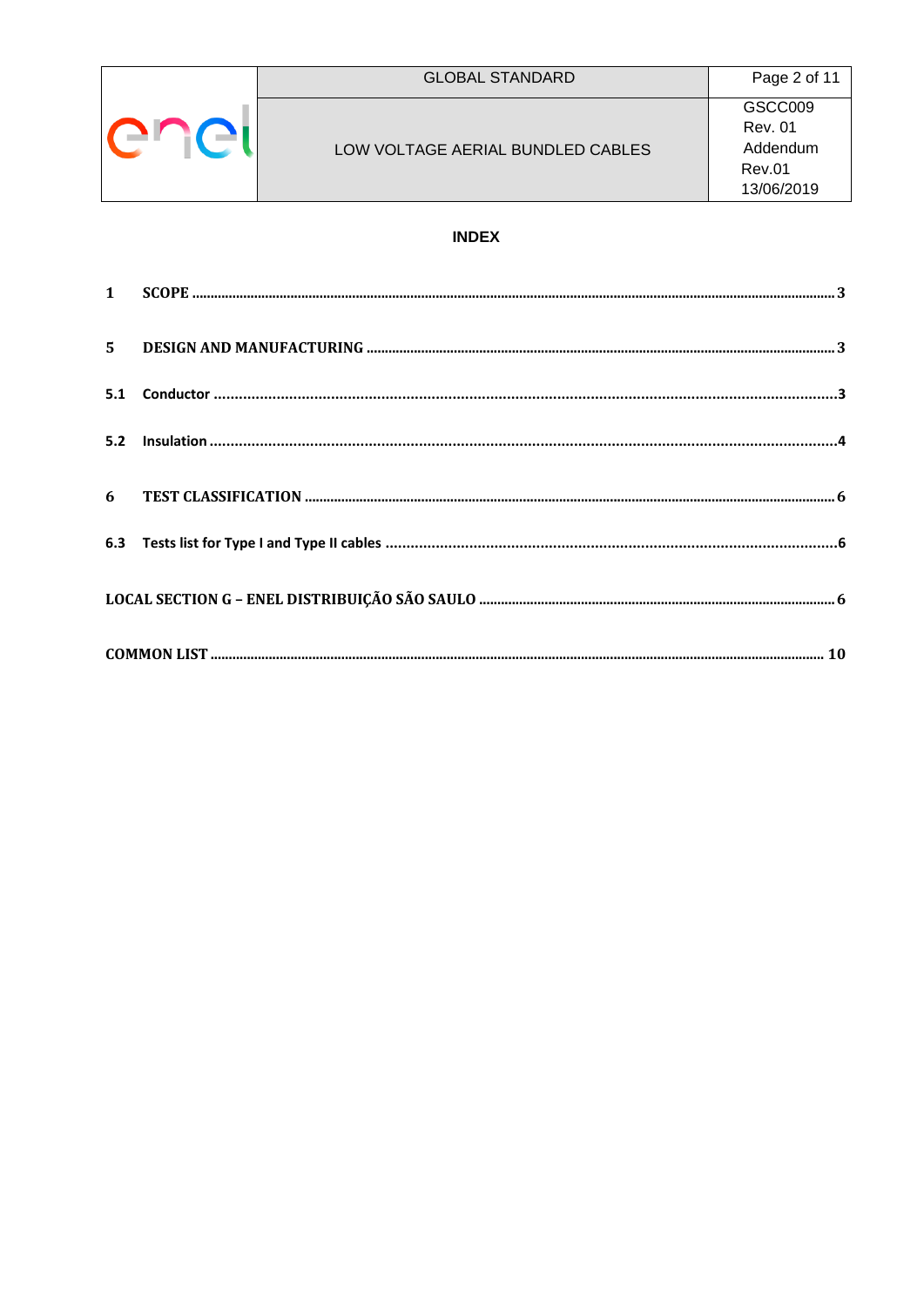**INDEX**

| | | |
|---|---|---|
| 1 | SCOPE | 3 |
| 5 | DESIGN AND MANUFACTURING | 3 |
| 5.1 | Conductor | 3 |
| 5.2 | Insulation | 4 |
| 6 | TEST CLASSIFICATION | 6 |
| 6.3 | Tests list for Type I and Type II cables | 6 |
| | LOCAL SECTION G – ENEL DISTRIBUIÇÃO SÃO SAULO | 6 |
| | COMMON LIST | 10 |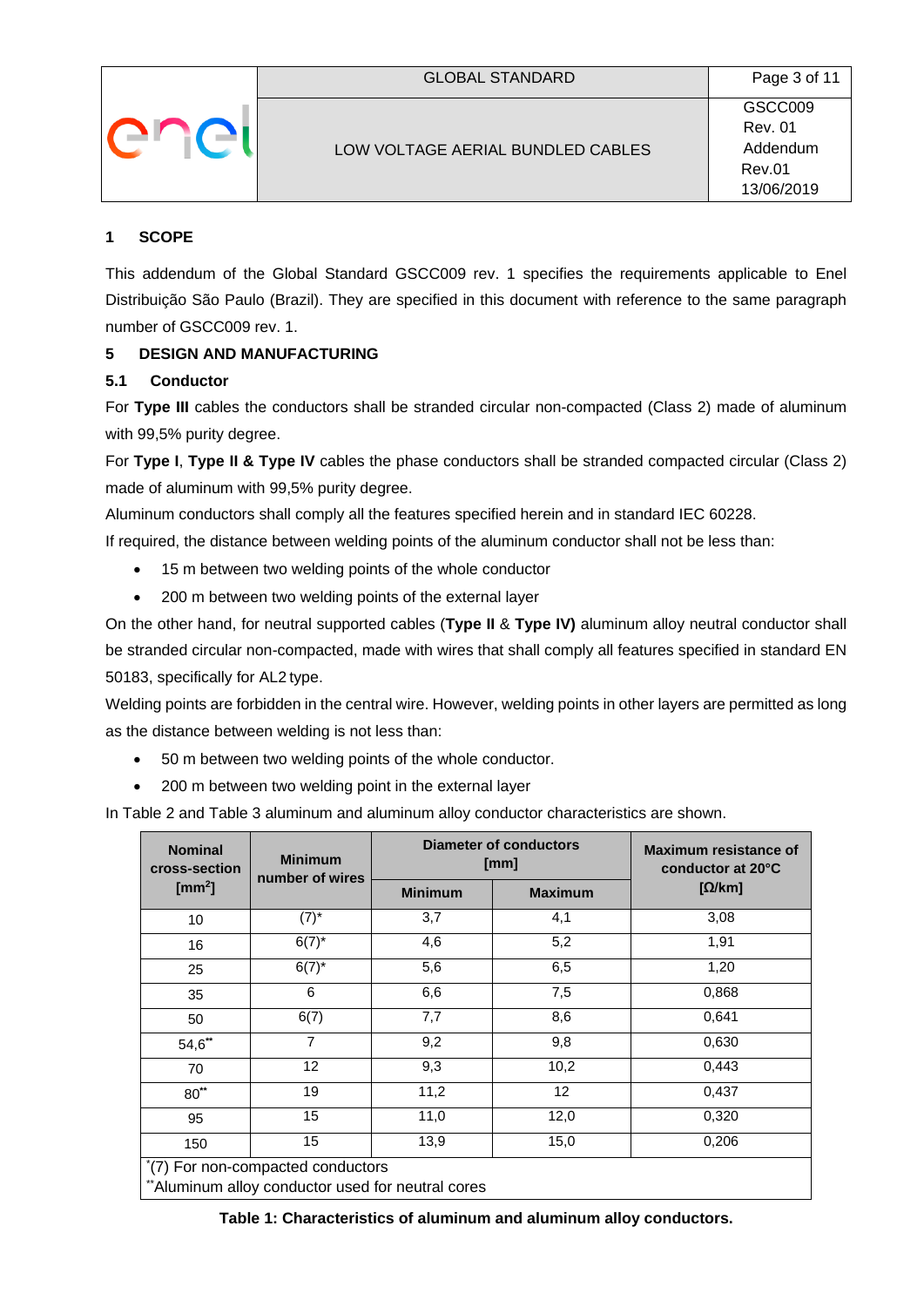## 1 SCOPE

This addendum of the Global Standard GSCC009 rev. 1 specifies the requirements applicable to Enel Distribuição São Paulo (Brazil). They are specified in this document with reference to the same paragraph number of GSCC009 rev. 1.

## 5 DESIGN AND MANUFACTURING

### 5.1 Conductor

For **Type III** cables the conductors shall be stranded circular non-compacted (Class 2) made of aluminum with 99,5% purity degree.

For **Type I**, **Type II & Type IV** cables the phase conductors shall be stranded compacted circular (Class 2) made of aluminum with 99,5% purity degree.

Aluminum conductors shall comply all the features specified herein and in standard IEC 60228.

If required, the distance between welding points of the aluminum conductor shall not be less than:

- 15 m between two welding points of the whole conductor
- 200 m between two welding points of the external layer

On the other hand, for neutral supported cables (**Type II** & **Type IV)** aluminum alloy neutral conductor shall be stranded circular non-compacted, made with wires that shall comply all features specified in standard EN 50183, specifically for AL2 type.

Welding points are forbidden in the central wire. However, welding points in other layers are permitted as long as the distance between welding is not less than:

- 50 m between two welding points of the whole conductor.
- 200 m between two welding point in the external layer

In Table 2 and Table 3 aluminum and aluminum alloy conductor characteristics are shown.

| Nominal cross-section [mm²] | Minimum number of wires | Diameter of conductors [mm] | | Maximum resistance of conductor at 20°C [Ω/km] |
|---|---|---|---|---|
| | | Minimum | Maximum | |
| 10 | (7)* | 3,7 | 4,1 | 3,08 |
| 16 | 6(7)* | 4,6 | 5,2 | 1,91 |
| 25 | 6(7)* | 5,6 | 6,5 | 1,20 |
| 35 | 6 | 6,6 | 7,5 | 0,868 |
| 50 | 6(7) | 7,7 | 8,6 | 0,641 |
| 54,6** | 7 | 9,2 | 9,8 | 0,630 |
| 70 | 12 | 9,3 | 10,2 | 0,443 |
| 80** | 19 | 11,2 | 12 | 0,437 |
| 95 | 15 | 11,0 | 12,0 | 0,320 |
| 150 | 15 | 13,9 | 15,0 | 0,206 |

*(7) For non-compacted conductors

**Aluminum alloy conductor used for neutral cores

**Table 1: Characteristics of aluminum and aluminum alloy conductors.**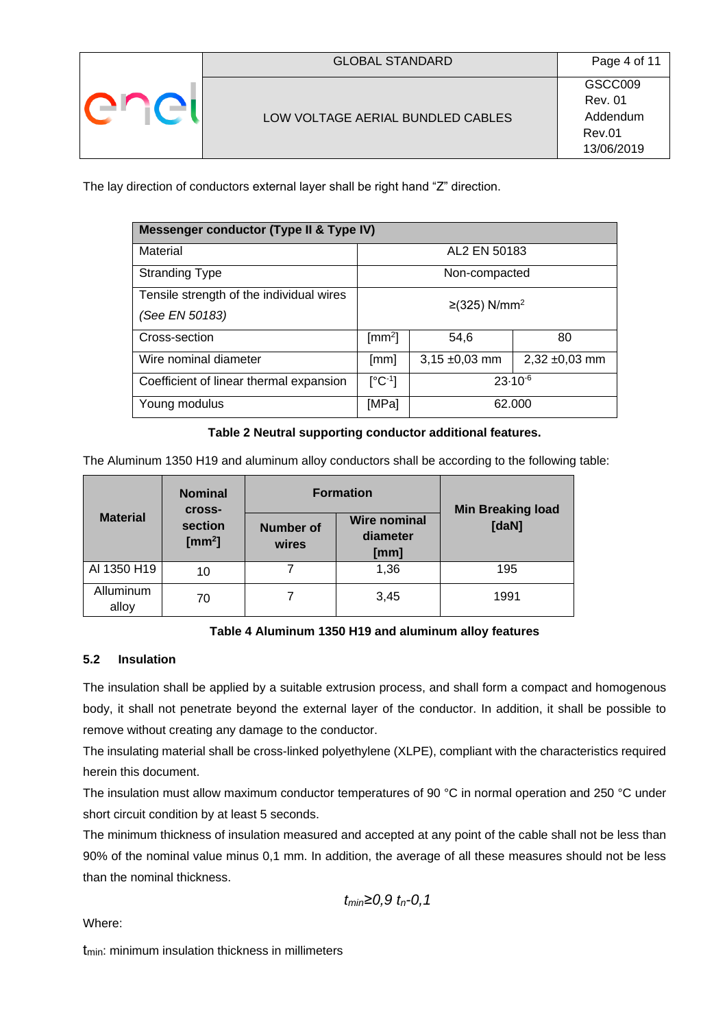The lay direction of conductors external layer shall be right hand "Z" direction.

| Messenger conductor (Type II & Type IV) | | | |
|---|---|---|---|
| Material | AL2 EN 50183 | | |
| Stranding Type | Non-compacted | | |
| Tensile strength of the individual wires *(See EN 50183)* | ≥(325) N/mm$^2$ | | |
| Cross-section | [mm$^2$] | 54,6 | 80 |
| Wire nominal diameter | [mm] | 3,15 ±0,03 mm | 2,32 ±0,03 mm |
| Coefficient of linear thermal expansion | [°C$^{-1}$] | $23 \cdot 10^{-6}$ | |
| Young modulus | [MPa] | 62.000 | |

**Table 2 Neutral supporting conductor additional features.**

The Aluminum 1350 H19 and aluminum alloy conductors shall be according to the following table:

| Material | Nominal cross-section [mm$^2$] | Formation | | Min Breaking load [daN] |
|---|---|---|---|---|
| | | Number of wires | Wire nominal diameter [mm] | |
| Al 1350 H19 | 10 | 7 | 1,36 | 195 |
| Alluminum alloy | 70 | 7 | 3,45 | 1991 |

**Table 4 Aluminum 1350 H19 and aluminum alloy features**

### 5.2 Insulation

The insulation shall be applied by a suitable extrusion process, and shall form a compact and homogenous body, it shall not penetrate beyond the external layer of the conductor. In addition, it shall be possible to remove without creating any damage to the conductor.

The insulating material shall be cross-linked polyethylene (XLPE), compliant with the characteristics required herein this document.

The insulation must allow maximum conductor temperatures of 90 °C in normal operation and 250 °C under short circuit condition by at least 5 seconds.

The minimum thickness of insulation measured and accepted at any point of the cable shall not be less than 90% of the nominal value minus 0,1 mm. In addition, the average of all these measures should not be less than the nominal thickness.

$$t_{min} \geq 0{,}9\ t_n - 0{,}1$$

Where:

$t_{min}$: minimum insulation thickness in millimeters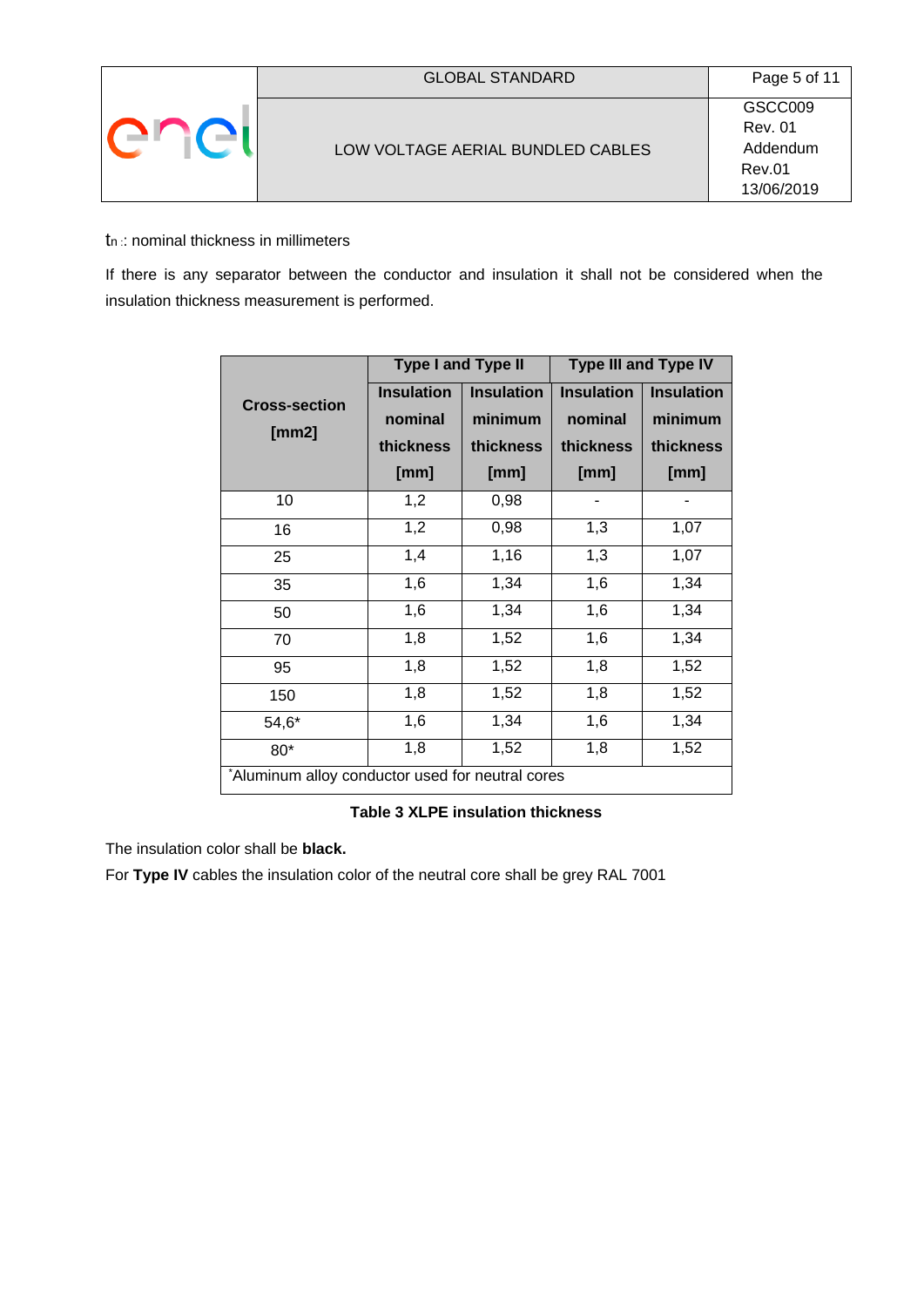$t_n$ : nominal thickness in millimeters

If there is any separator between the conductor and insulation it shall not be considered when the insulation thickness measurement is performed.

| Cross-section [mm2] | Type I and Type II | | Type III and Type IV | |
|---|---|---|---|---|
| | Insulation nominal thickness [mm] | Insulation minimum thickness [mm] | Insulation nominal thickness [mm] | Insulation minimum thickness [mm] |
| 10 | 1,2 | 0,98 | - | - |
| 16 | 1,2 | 0,98 | 1,3 | 1,07 |
| 25 | 1,4 | 1,16 | 1,3 | 1,07 |
| 35 | 1,6 | 1,34 | 1,6 | 1,34 |
| 50 | 1,6 | 1,34 | 1,6 | 1,34 |
| 70 | 1,8 | 1,52 | 1,6 | 1,34 |
| 95 | 1,8 | 1,52 | 1,8 | 1,52 |
| 150 | 1,8 | 1,52 | 1,8 | 1,52 |
| 54,6* | 1,6 | 1,34 | 1,6 | 1,34 |
| 80* | 1,8 | 1,52 | 1,8 | 1,52 |

*Aluminum alloy conductor used for neutral cores

**Table 3 XLPE insulation thickness**

The insulation color shall be **black.**

For **Type IV** cables the insulation color of the neutral core shall be grey RAL 7001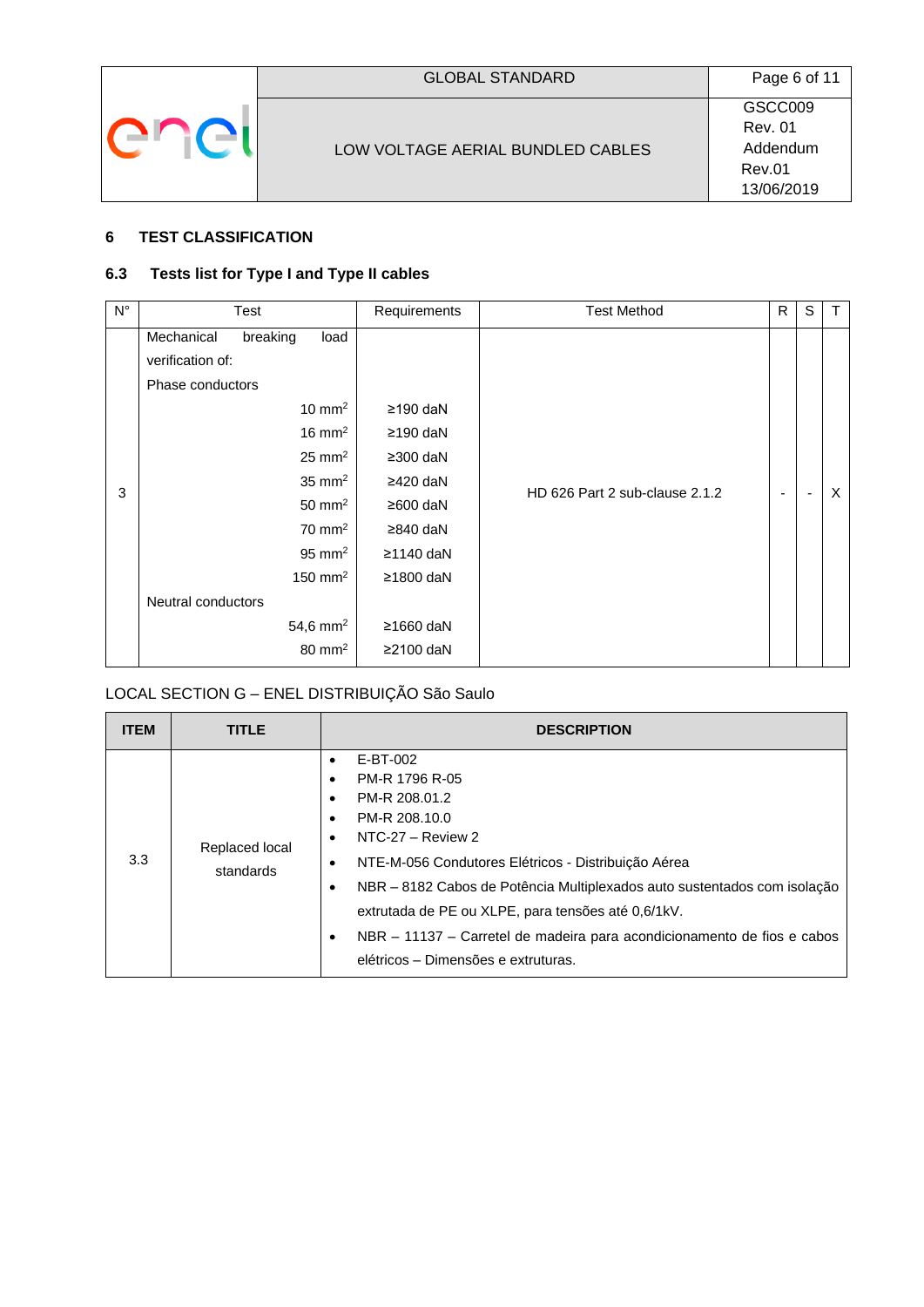## 6 TEST CLASSIFICATION

### 6.3 Tests list for Type I and Type II cables

| N° | Test | Requirements | Test Method | R | S | T |
|---|---|---|---|---|---|---|
| 3 | Mechanical breaking load verification of: | | HD 626 Part 2 sub-clause 2.1.2 | - | - | X |
| | Phase conductors | | | | | |
| | 10 mm² | ≥190 daN | | | | |
| | 16 mm² | ≥190 daN | | | | |
| | 25 mm² | ≥300 daN | | | | |
| | 35 mm² | ≥420 daN | | | | |
| | 50 mm² | ≥600 daN | | | | |
| | 70 mm² | ≥840 daN | | | | |
| | 95 mm² | ≥1140 daN | | | | |
| | 150 mm² | ≥1800 daN | | | | |
| | Neutral conductors | | | | | |
| | 54,6 mm² | ≥1660 daN | | | | |
| | 80 mm² | ≥2100 daN | | | | |

LOCAL SECTION G – ENEL DISTRIBUIÇÃO São Saulo

| ITEM | TITLE | DESCRIPTION |
|---|---|---|
| 3.3 | Replaced local standards | • E-BT-002<br>• PM-R 1796 R-05<br>• PM-R 208.01.2<br>• PM-R 208.10.0<br>• NTC-27 – Review 2<br>• NTE-M-056 Condutores Elétricos - Distribuição Aérea<br>• NBR – 8182 Cabos de Potência Multiplexados auto sustentados com isolação extrutada de PE ou XLPE, para tensões até 0,6/1kV.<br>• NBR – 11137 – Carretel de madeira para acondicionamento de fios e cabos elétricos – Dimensões e extruturas. |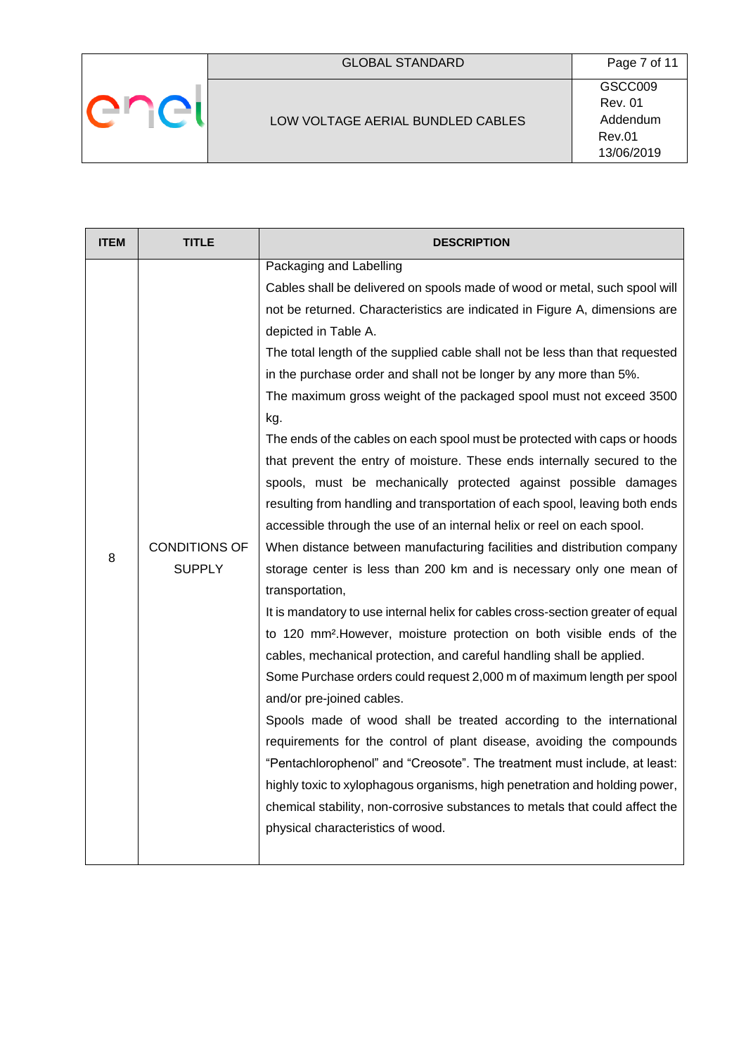| ITEM | TITLE | DESCRIPTION |
|---|---|---|
| 8 | CONDITIONS OF SUPPLY | Packaging and Labelling<br>Cables shall be delivered on spools made of wood or metal, such spool will not be returned. Characteristics are indicated in Figure A, dimensions are depicted in Table A.<br>The total length of the supplied cable shall not be less than that requested in the purchase order and shall not be longer by any more than 5%.<br>The maximum gross weight of the packaged spool must not exceed 3500 kg.<br>The ends of the cables on each spool must be protected with caps or hoods that prevent the entry of moisture. These ends internally secured to the spools, must be mechanically protected against possible damages resulting from handling and transportation of each spool, leaving both ends accessible through the use of an internal helix or reel on each spool.<br>When distance between manufacturing facilities and distribution company storage center is less than 200 km and is necessary only one mean of transportation,<br>It is mandatory to use internal helix for cables cross-section greater of equal to 120 mm².However, moisture protection on both visible ends of the cables, mechanical protection, and careful handling shall be applied.<br>Some Purchase orders could request 2,000 m of maximum length per spool and/or pre-joined cables.<br>Spools made of wood shall be treated according to the international requirements for the control of plant disease, avoiding the compounds “Pentachlorophenol” and “Creosote”. The treatment must include, at least: highly toxic to xylophagous organisms, high penetration and holding power, chemical stability, non-corrosive substances to metals that could affect the physical characteristics of wood. |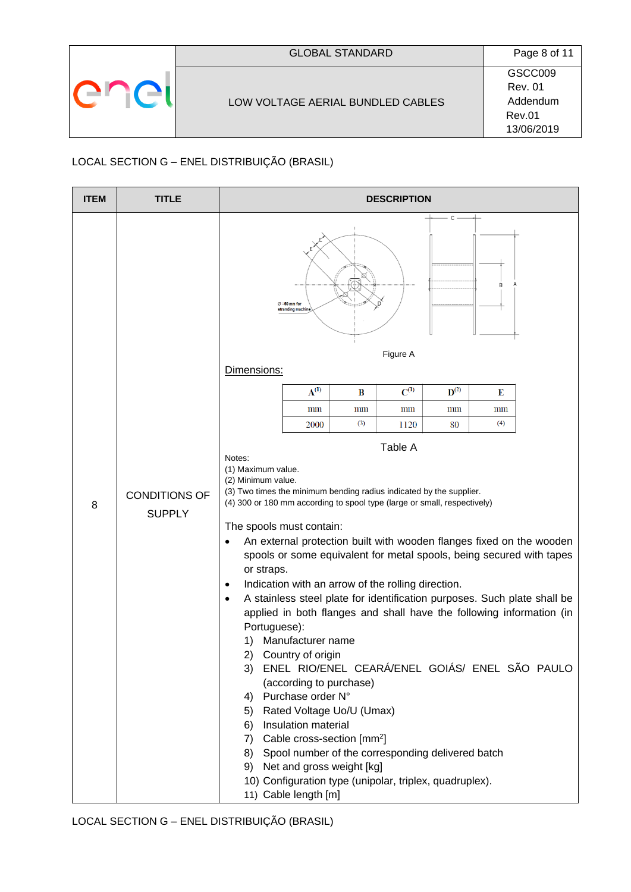LOCAL SECTION G – ENEL DISTRIBUIÇÃO (BRASIL)

| ITEM | TITLE | DESCRIPTION |
|---|---|---|
| 8 | CONDITIONS OF SUPPLY | (see below) |

Figure A

Dimensions:

| A(1) | B | C(1) | D(2) | E |
|---|---|---|---|---|
| mm | mm | mm | mm | mm |
| 2000 | (3) | 1120 | 80 | (4) |

Table A

Notes:
(1) Maximum value.
(2) Minimum value.
(3) Two times the minimum bending radius indicated by the supplier.
(4) 300 or 180 mm according to spool type (large or small, respectively)

The spools must contain:

- An external protection built with wooden flanges fixed on the wooden spools or some equivalent for metal spools, being secured with tapes or straps.
- Indication with an arrow of the rolling direction.
- A stainless steel plate for identification purposes. Such plate shall be applied in both flanges and shall have the following information (in Portuguese):
  1) Manufacturer name
  2) Country of origin
  3) ENEL RIO/ENEL CEARÁ/ENEL GOIÁS/ ENEL SÃO PAULO (according to purchase)
  4) Purchase order N°
  5) Rated Voltage Uo/U (Umax)
  6) Insulation material
  7) Cable cross-section [$mm^2$]
  8) Spool number of the corresponding delivered batch
  9) Net and gross weight [kg]
  10) Configuration type (unipolar, triplex, quadruplex).
  11) Cable length [m]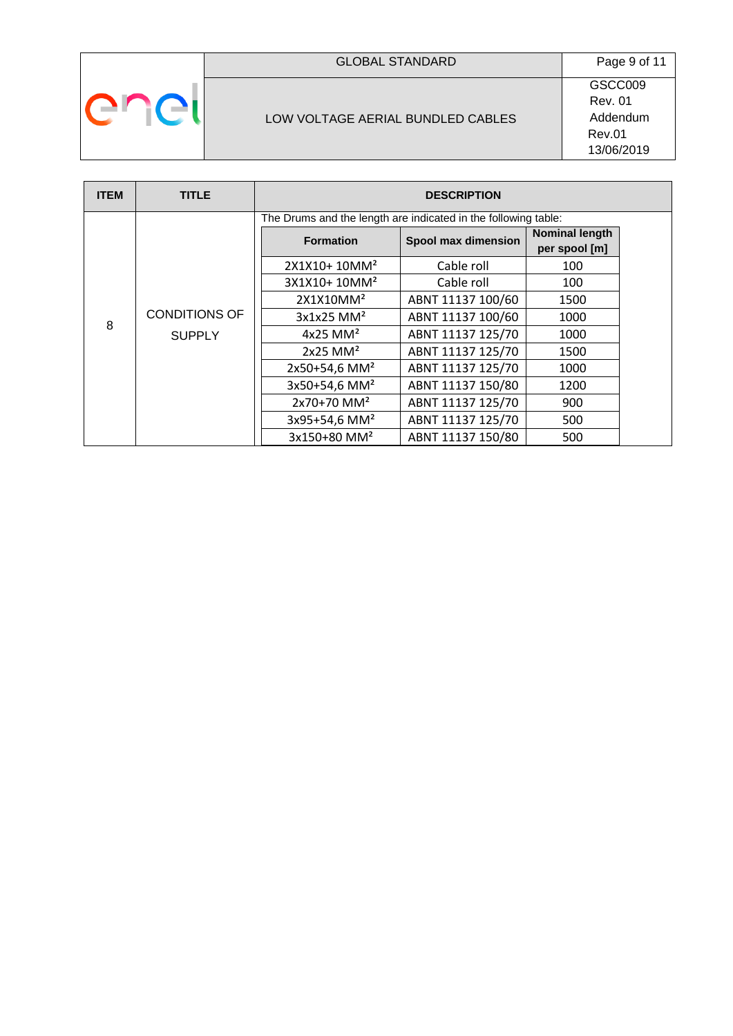| ITEM | TITLE | DESCRIPTION |
|---|---|---|
| 8 | CONDITIONS OF SUPPLY | The Drums and the length are indicated in the following table: |

| Formation | Spool max dimension | Nominal length per spool [m] |
|---|---|---|
| 2X1X10+ 10MM² | Cable roll | 100 |
| 3X1X10+ 10MM² | Cable roll | 100 |
| 2X1X10MM² | ABNT 11137 100/60 | 1500 |
| 3x1x25 MM² | ABNT 11137 100/60 | 1000 |
| 4x25 MM² | ABNT 11137 125/70 | 1000 |
| 2x25 MM² | ABNT 11137 125/70 | 1500 |
| 2x50+54,6 MM² | ABNT 11137 125/70 | 1000 |
| 3x50+54,6 MM² | ABNT 11137 150/80 | 1200 |
| 2x70+70 MM² | ABNT 11137 125/70 | 900 |
| 3x95+54,6 MM² | ABNT 11137 125/70 | 500 |
| 3x150+80 MM² | ABNT 11137 150/80 | 500 |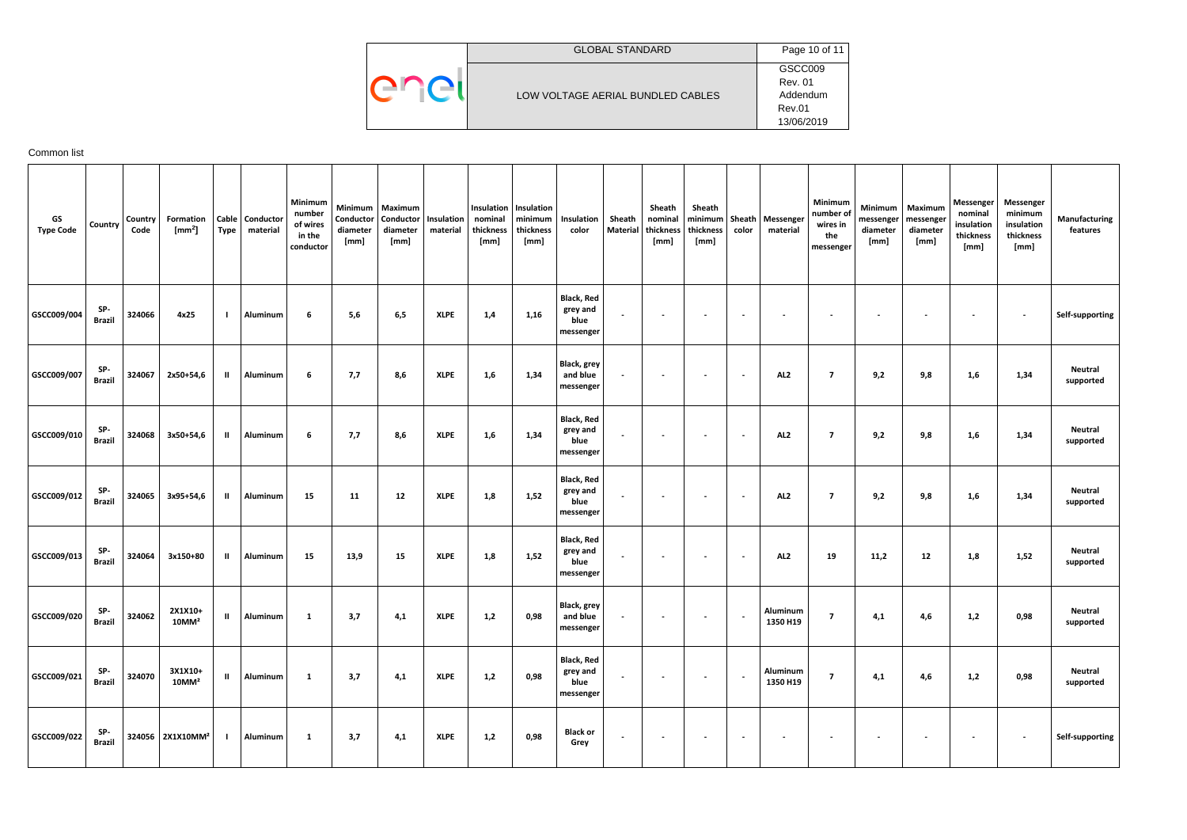Common list

| GS Type Code | Country | Country Code | Formation [mm$^2$] | Cable Type | Conductor material | Minimum number of wires in the conductor | Minimum Conductor diameter [mm] | Maximum Conductor diameter [mm] | Insulation material | Insulation nominal thickness [mm] | Insulation minimum thickness [mm] | Insulation color | Sheath Material | Sheath nominal thickness [mm] | Sheath minimum thickness [mm] | Sheath color | Messenger material | Minimum number of wires in the messenger | Minimum messenger diameter [mm] | Maximum messenger diameter [mm] | Messenger nominal insulation thickness [mm] | Messenger minimum insulation thickness [mm] | Manufacturing features |
|---|---|---|---|---|---|---|---|---|---|---|---|---|---|---|---|---|---|---|---|---|---|---|---|
| GSCC009/004 | SP-Brazil | 324066 | 4x25 | I | Aluminum | 6 | 5,6 | 6,5 | XLPE | 1,4 | 1,16 | Black, Red grey and blue messenger | - | - | - | - | - | - | - | - | - | - | Self-supporting |
| GSCC009/007 | SP-Brazil | 324067 | 2x50+54,6 | II | Aluminum | 6 | 7,7 | 8,6 | XLPE | 1,6 | 1,34 | Black, grey and blue messenger | - | - | - | - | AL2 | 7 | 9,2 | 9,8 | 1,6 | 1,34 | Neutral supported |
| GSCC009/010 | SP-Brazil | 324068 | 3x50+54,6 | II | Aluminum | 6 | 7,7 | 8,6 | XLPE | 1,6 | 1,34 | Black, Red grey and blue messenger | - | - | - | - | AL2 | 7 | 9,2 | 9,8 | 1,6 | 1,34 | Neutral supported |
| GSCC009/012 | SP-Brazil | 324065 | 3x95+54,6 | II | Aluminum | 15 | 11 | 12 | XLPE | 1,8 | 1,52 | Black, Red grey and blue messenger | - | - | - | - | AL2 | 7 | 9,2 | 9,8 | 1,6 | 1,34 | Neutral supported |
| GSCC009/013 | SP-Brazil | 324064 | 3x150+80 | II | Aluminum | 15 | 13,9 | 15 | XLPE | 1,8 | 1,52 | Black, Red grey and blue messenger | - | - | - | - | AL2 | 19 | 11,2 | 12 | 1,8 | 1,52 | Neutral supported |
| GSCC009/020 | SP-Brazil | 324062 | 2X1X10+ 10MM$^2$ | II | Aluminum | 1 | 3,7 | 4,1 | XLPE | 1,2 | 0,98 | Black, grey and blue messenger | - | - | - | - | Aluminum 1350 H19 | 7 | 4,1 | 4,6 | 1,2 | 0,98 | Neutral supported |
| GSCC009/021 | SP-Brazil | 324070 | 3X1X10+ 10MM$^2$ | II | Aluminum | 1 | 3,7 | 4,1 | XLPE | 1,2 | 0,98 | Black, Red grey and blue messenger | - | - | - | - | Aluminum 1350 H19 | 7 | 4,1 | 4,6 | 1,2 | 0,98 | Neutral supported |
| GSCC009/022 | SP-Brazil | 324056 | 2X1X10MM$^2$ | I | Aluminum | 1 | 3,7 | 4,1 | XLPE | 1,2 | 0,98 | Black or Grey | - | - | - | - | - | - | - | - | - | - | Self-supporting |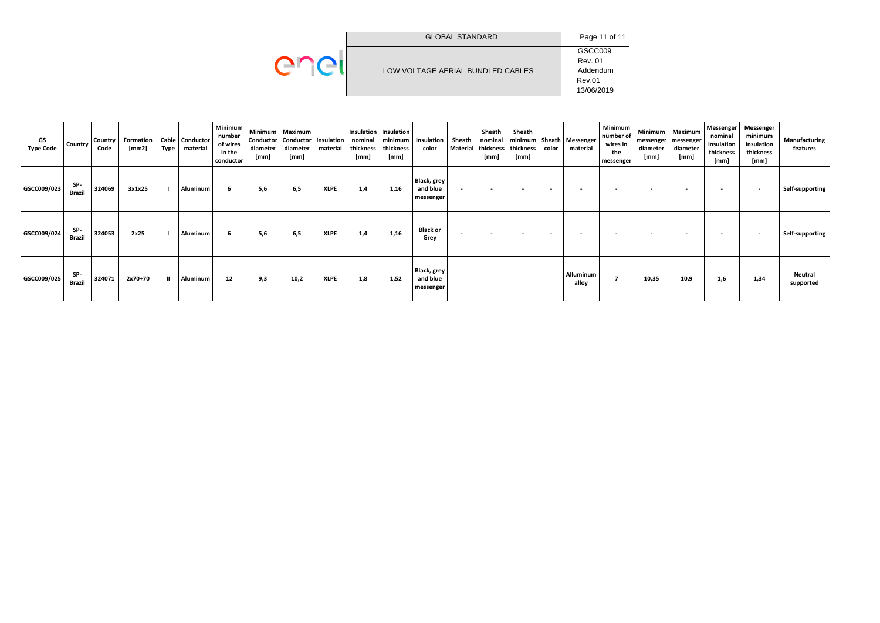| GS Type Code | Country | Country Code | Formation [mm2] | Cable Type | Conductor material | Minimum number of wires in the conductor | Minimum Conductor diameter [mm] | Maximum Conductor diameter [mm] | Insulation material | Insulation nominal thickness [mm] | Insulation minimum thickness [mm] | Insulation color | Sheath Material | Sheath nominal thickness [mm] | Sheath minimum thickness [mm] | Sheath color | Messenger material | Minimum number of wires in the messenger | Minimum messenger diameter [mm] | Maximum messenger diameter [mm] | Messenger nominal insulation thickness [mm] | Messenger minimum insulation thickness [mm] | Manufacturing features |
|---|---|---|---|---|---|---|---|---|---|---|---|---|---|---|---|---|---|---|---|---|---|---|---|
| GSCC009/023 | SP-Brazil | 324069 | 3x1x25 | I | Aluminum | 6 | 5,6 | 6,5 | XLPE | 1,4 | 1,16 | Black, grey and blue messenger | - | - | - | - | - | - | - | - | - | - | Self-supporting |
| GSCC009/024 | SP-Brazil | 324053 | 2x25 | I | Aluminum | 6 | 5,6 | 6,5 | XLPE | 1,4 | 1,16 | Black or Grey | - | - | - | - | - | - | - | - | - | - | Self-supporting |
| GSCC009/025 | SP-Brazil | 324071 | 2x70+70 | II | Aluminum | 12 | 9,3 | 10,2 | XLPE | 1,8 | 1,52 | Black, grey and blue messenger | | | | | Alluminum alloy | 7 | 10,35 | 10,9 | 1,6 | 1,34 | Neutral supported |